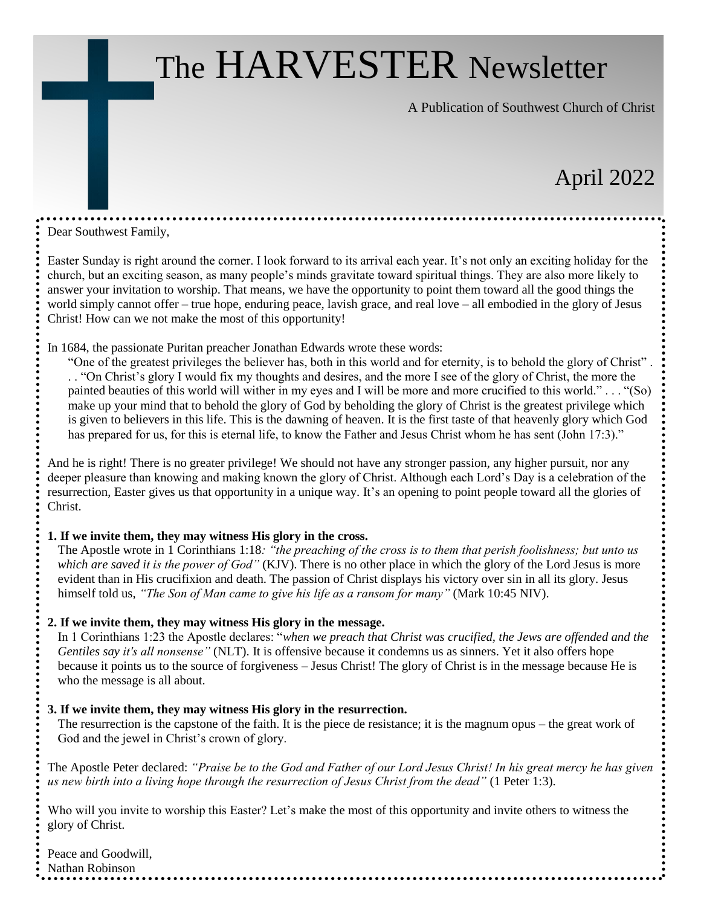# The HARVESTER Newsletter

A Publication of Southwest Church of Christ

April 2022

Dear Southwest Family,

Easter Sunday is right around the corner. I look forward to its arrival each year. It's not only an exciting holiday for the church, but an exciting season, as many people's minds gravitate toward spiritual things. They are also more likely to answer your invitation to worship. That means, we have the opportunity to point them toward all the good things the world simply cannot offer – true hope, enduring peace, lavish grace, and real love – all embodied in the glory of Jesus Christ! How can we not make the most of this opportunity!

In 1684, the passionate Puritan preacher Jonathan Edwards wrote these words:

> "One of the greatest privileges the believer has, both in this world and for eternity, is to behold the glory of Christ" . . . "On Christ's glory I would fix my thoughts and desires, and the more I see of the glory of Christ, the more the painted beauties of this world will wither in my eyes and I will be more and more crucified to this world." . . . "(So) make up your mind that to behold the glory of God by beholding the glory of Christ is the greatest privilege which is given to believers in this life. This is the dawning of heaven. It is the first taste of that heavenly glory which God has prepared for us, for this is eternal life, to know the Father and Jesus Christ whom he has sent (John 17:3)."

And he is right! There is no greater privilege! We should not have any stronger passion, any higher pursuit, nor any deeper pleasure than knowing and making known the glory of Christ. Although each Lord's Day is a celebration of the resurrection, Easter gives us that opportunity in a unique way. It's an opening to point people toward all the glories of Christ.

**1. If we invite them, they may witness His glory in the cross.**

The Apostle wrote in 1 Corinthians 1:18*: "the preaching of the cross is to them that perish foolishness; but unto us which are saved it is the power of God"* (KJV). There is no other place in which the glory of the Lord Jesus is more evident than in His crucifixion and death. The passion of Christ displays his victory over sin in all its glory. Jesus himself told us, *"The Son of Man came to give his life as a ransom for many"* (Mark 10:45 NIV).

**2. If we invite them, they may witness His glory in the message.**

In 1 Corinthians 1:23 the Apostle declares: "*when we preach that Christ was crucified, the Jews are offended and the Gentiles say it's all nonsense"* (NLT). It is offensive because it condemns us as sinners. Yet it also offers hope because it points us to the source of forgiveness – Jesus Christ! The glory of Christ is in the message because He is who the message is all about.

**3. If we invite them, they may witness His glory in the resurrection.**

The resurrection is the capstone of the faith. It is the piece de resistance; it is the magnum opus – the great work of God and the jewel in Christ's crown of glory.

The Apostle Peter declared: *"Praise be to the God and Father of our Lord Jesus Christ! In his great mercy he has given us new birth into a living hope through the resurrection of Jesus Christ from the dead"* (1 Peter 1:3).

Who will you invite to worship this Easter? Let's make the most of this opportunity and invite others to witness the glory of Christ.

Peace and Goodwill,
Nathan Robinson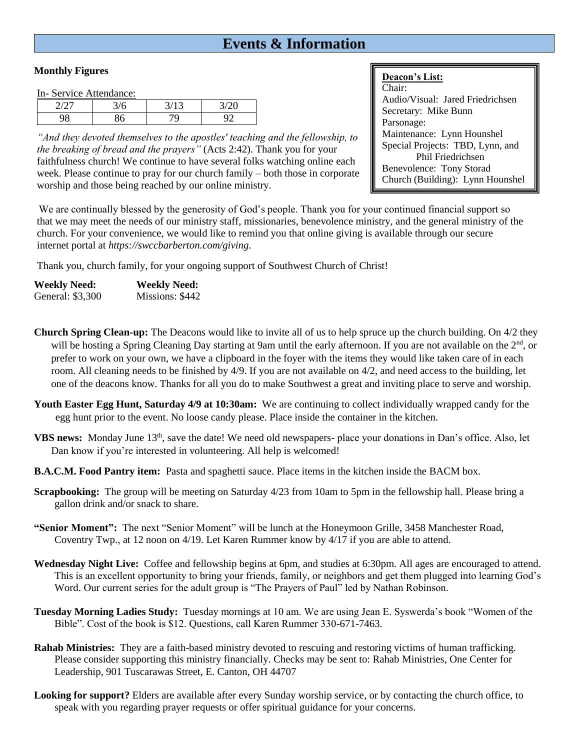# Events & Information

**Monthly Figures**

In- Service Attendance:

| 2/27 | 3/6 | 3/13 | 3/20 |
|---|---|---|---|
| 98 | 86 | 79 | 92 |

*"And they devoted themselves to the apostles' teaching and the fellowship, to the breaking of bread and the prayers"* (Acts 2:42). Thank you for your faithfulness church! We continue to have several folks watching online each week. Please continue to pray for our church family – both those in corporate worship and those being reached by our online ministry.

**Deacon's List:**
Chair:
Audio/Visual: Jared Friedrichsen
Secretary: Mike Bunn
Parsonage:
Maintenance: Lynn Hounshel
Special Projects: TBD, Lynn, and Phil Friedrichsen
Benevolence: Tony Storad
Church (Building): Lynn Hounshel

We are continually blessed by the generosity of God's people. Thank you for your continued financial support so that we may meet the needs of our ministry staff, missionaries, benevolence ministry, and the general ministry of the church. For your convenience, we would like to remind you that online giving is available through our secure internet portal at *https://swccbarberton.com/giving.*

Thank you, church family, for your ongoing support of Southwest Church of Christ!

| **Weekly Need:** | **Weekly Need:** |
|---|---|
| General: $3,300 | Missions: $442 |

**Church Spring Clean-up:** The Deacons would like to invite all of us to help spruce up the church building. On 4/2 they will be hosting a Spring Cleaning Day starting at 9am until the early afternoon. If you are not available on the 2nd, or prefer to work on your own, we have a clipboard in the foyer with the items they would like taken care of in each room. All cleaning needs to be finished by 4/9. If you are not available on 4/2, and need access to the building, let one of the deacons know. Thanks for all you do to make Southwest a great and inviting place to serve and worship.

**Youth Easter Egg Hunt, Saturday 4/9 at 10:30am:** We are continuing to collect individually wrapped candy for the egg hunt prior to the event. No loose candy please. Place inside the container in the kitchen.

**VBS news:** Monday June 13th, save the date! We need old newspapers- place your donations in Dan's office. Also, let Dan know if you're interested in volunteering. All help is welcomed!

**B.A.C.M. Food Pantry item:** Pasta and spaghetti sauce. Place items in the kitchen inside the BACM box.

**Scrapbooking:** The group will be meeting on Saturday 4/23 from 10am to 5pm in the fellowship hall. Please bring a gallon drink and/or snack to share.

**"Senior Moment":** The next "Senior Moment" will be lunch at the Honeymoon Grille, 3458 Manchester Road, Coventry Twp., at 12 noon on 4/19. Let Karen Rummer know by 4/17 if you are able to attend.

**Wednesday Night Live:** Coffee and fellowship begins at 6pm, and studies at 6:30pm. All ages are encouraged to attend. This is an excellent opportunity to bring your friends, family, or neighbors and get them plugged into learning God's Word. Our current series for the adult group is "The Prayers of Paul" led by Nathan Robinson.

**Tuesday Morning Ladies Study:** Tuesday mornings at 10 am. We are using Jean E. Syswerda's book "Women of the Bible". Cost of the book is $12. Questions, call Karen Rummer 330-671-7463.

**Rahab Ministries:** They are a faith-based ministry devoted to rescuing and restoring victims of human trafficking. Please consider supporting this ministry financially. Checks may be sent to: Rahab Ministries, One Center for Leadership, 901 Tuscarawas Street, E. Canton, OH 44707

**Looking for support?** Elders are available after every Sunday worship service, or by contacting the church office, to speak with you regarding prayer requests or offer spiritual guidance for your concerns.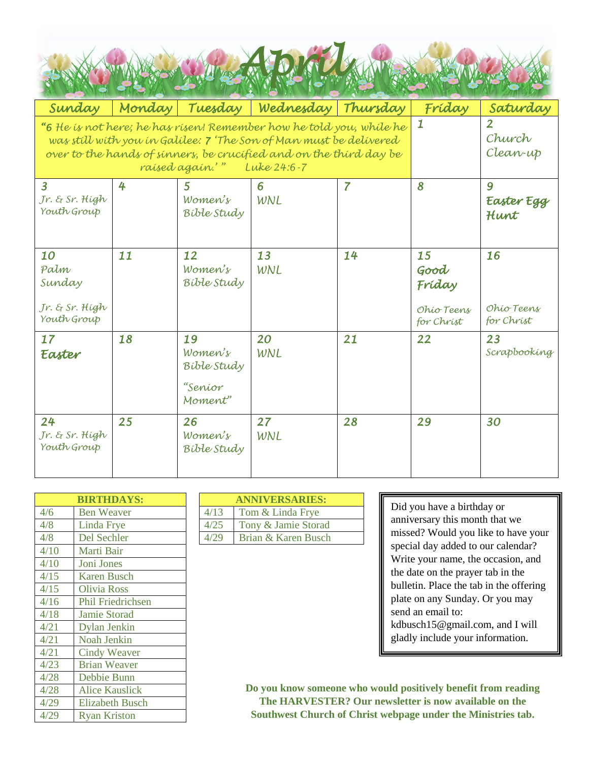# April

| Sunday | Monday | Tuesday | Wednesday | Thursday | Friday | Saturday |
|---|---|---|---|---|---|---|
| "6 He is not here; he has risen! Remember how he told you, while he was still with you in Galilee: 7 'The Son of Man must be delivered over to the hands of sinners, be crucified and on the third day be raised again.'" Luke 24:6-7 | | | | | 1 | 2 Church Clean-up |
| 3 Jr. & Sr. High Youth Group | 4 | 5 Women's Bible Study | 6 WNL | 7 | 8 | 9 **Easter Egg Hunt** |
| 10 Palm Sunday<br>Jr. & Sr. High Youth Group | 11 | 12 Women's Bible Study | 13 WNL | 14 | 15 **Good Friday**<br>Ohio Teens for Christ | 16<br>Ohio Teens for Christ |
| 17 **Easter** | 18 | 19 Women's Bible Study<br>"Senior Moment" | 20 WNL | 21 | 22 | 23 Scrapbooking |
| 24 Jr. & Sr. High Youth Group | 25 | 26 Women's Bible Study | 27 WNL | 28 | 29 | 30 |

| BIRTHDAYS: | |
|---|---|
| 4/6 | Ben Weaver |
| 4/8 | Linda Frye |
| 4/8 | Del Sechler |
| 4/10 | Marti Bair |
| 4/10 | Joni Jones |
| 4/15 | Karen Busch |
| 4/15 | Olivia Ross |
| 4/16 | Phil Friedrichsen |
| 4/18 | Jamie Storad |
| 4/21 | Dylan Jenkin |
| 4/21 | Noah Jenkin |
| 4/21 | Cindy Weaver |
| 4/23 | Brian Weaver |
| 4/28 | Debbie Bunn |
| 4/28 | Alice Kauslick |
| 4/29 | Elizabeth Busch |
| 4/29 | Ryan Kriston |

| ANNIVERSARIES: | |
|---|---|
| 4/13 | Tom & Linda Frye |
| 4/25 | Tony & Jamie Storad |
| 4/29 | Brian & Karen Busch |

Did you have a birthday or anniversary this month that we missed? Would you like to have your special day added to our calendar? Write your name, the occasion, and the date on the prayer tab in the bulletin. Place the tab in the offering plate on any Sunday. Or you may send an email to: kdbusch15@gmail.com, and I will gladly include your information.

**Do you know someone who would positively benefit from reading The HARVESTER? Our newsletter is now available on the Southwest Church of Christ webpage under the Ministries tab.**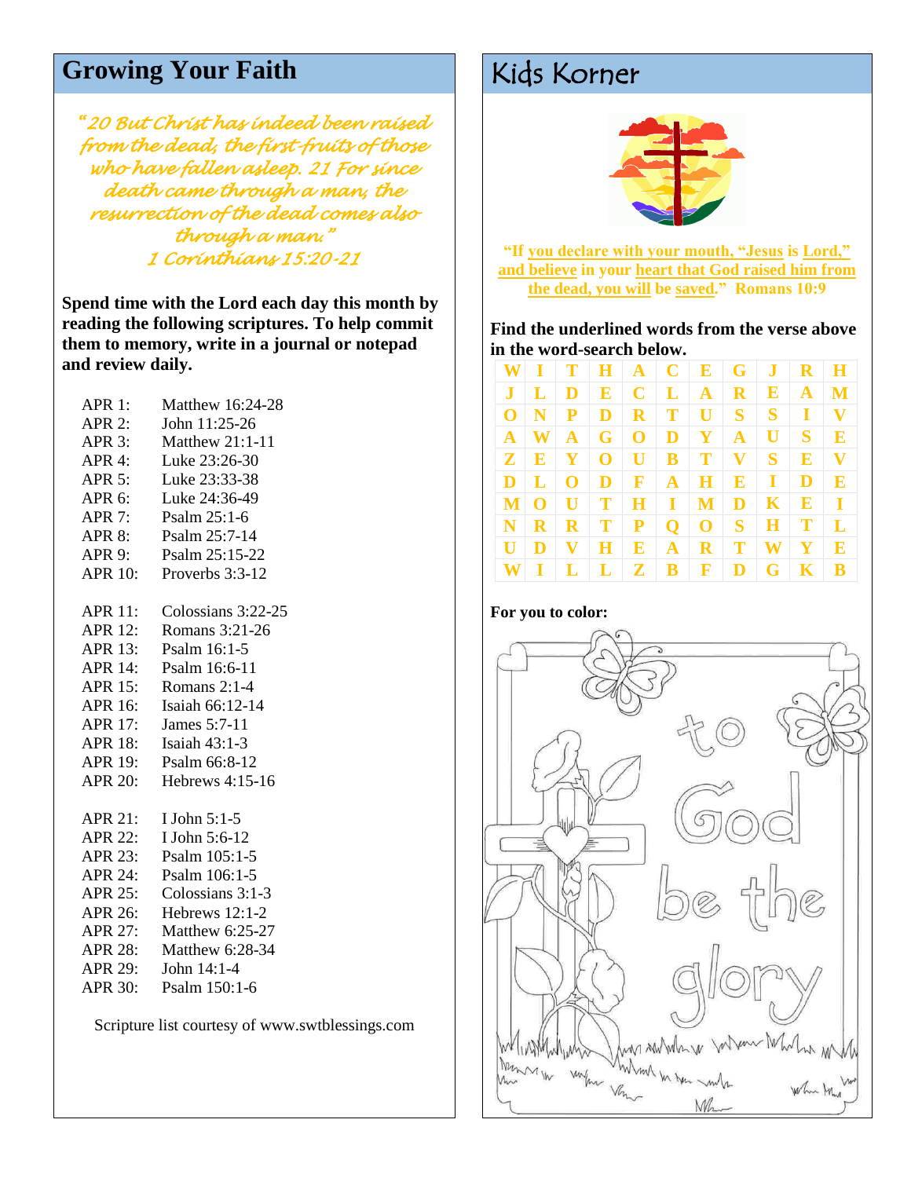## Growing Your Faith

*"20 But Christ has indeed been raised from the dead, the first-fruits of those who have fallen asleep. 21 For since death came through a man, the resurrection of the dead comes also through a man."*
*1 Corinthians 15:20-21*

**Spend time with the Lord each day this month by reading the following scriptures. To help commit them to memory, write in a journal or notepad and review daily.**

APR 1: Matthew 16:24-28
APR 2: John 11:25-26
APR 3: Matthew 21:1-11
APR 4: Luke 23:26-30
APR 5: Luke 23:33-38
APR 6: Luke 24:36-49
APR 7: Psalm 25:1-6
APR 8: Psalm 25:7-14
APR 9: Psalm 25:15-22
APR 10: Proverbs 3:3-12

APR 11: Colossians 3:22-25
APR 12: Romans 3:21-26
APR 13: Psalm 16:1-5
APR 14: Psalm 16:6-11
APR 15: Romans 2:1-4
APR 16: Isaiah 66:12-14
APR 17: James 5:7-11
APR 18: Isaiah 43:1-3
APR 19: Psalm 66:8-12
APR 20: Hebrews 4:15-16

APR 21: I John 5:1-5
APR 22: I John 5:6-12
APR 23: Psalm 105:1-5
APR 24: Psalm 106:1-5
APR 25: Colossians 3:1-3
APR 26: Hebrews 12:1-2
APR 27: Matthew 6:25-27
APR 28: Matthew 6:28-34
APR 29: John 14:1-4
APR 30: Psalm 150:1-6

Scripture list courtesy of www.swtblessings.com

## Kids Korner

**"If you declare with your mouth, "Jesus is Lord," and believe in your heart that God raised him from the dead, you will be saved." Romans 10:9**

**Find the underlined words from the verse above in the word-search below.**

| | | | | | | | | | | |
|---|---|---|---|---|---|---|---|---|---|---|
| W | I | T | H | A | C | E | G | J | R | H |
| J | L | D | E | C | L | A | R | E | A | M |
| O | N | P | D | R | T | U | S | S | I | V |
| A | W | A | G | O | D | Y | A | U | S | E |
| Z | E | Y | O | U | B | T | V | S | E | V |
| D | L | O | D | F | A | H | E | I | D | E |
| M | O | U | T | H | I | M | D | K | E | I |
| N | R | R | T | P | Q | O | S | H | T | L |
| U | D | V | H | E | A | R | T | W | Y | E |
| W | I | L | L | Z | B | F | D | G | K | B |

**For you to color:**

to God be the glory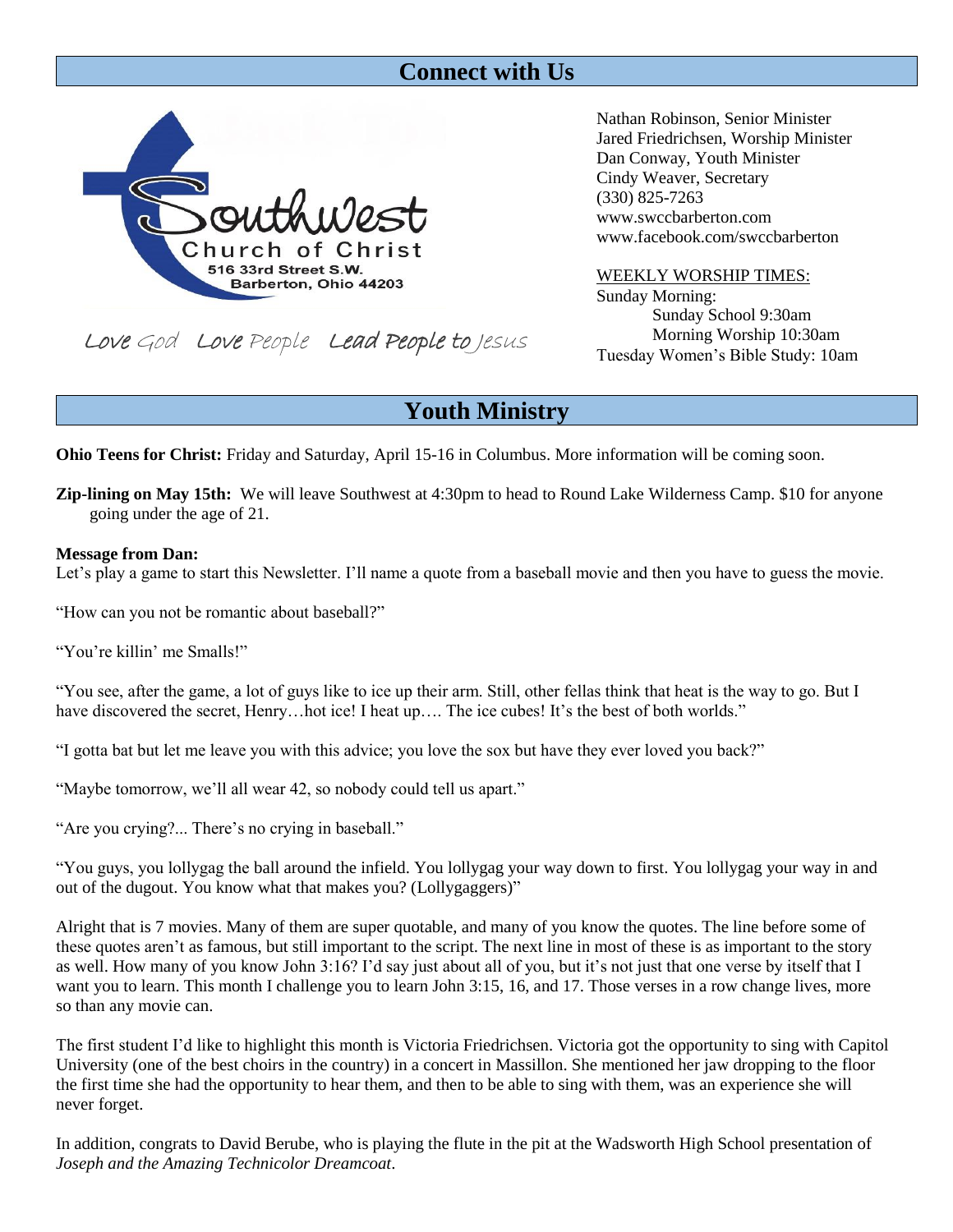## Connect with Us

Southwest
Church of Christ
516 33rd Street S.W.
Barberton, Ohio 44203

Love God Love People Lead People to Jesus

Nathan Robinson, Senior Minister
Jared Friedrichsen, Worship Minister
Dan Conway, Youth Minister
Cindy Weaver, Secretary
(330) 825-7263
www.swccbarberton.com
www.facebook.com/swccbarberton

WEEKLY WORSHIP TIMES:
Sunday Morning:
Sunday School 9:30am
Morning Worship 10:30am
Tuesday Women's Bible Study: 10am

## Youth Ministry

**Ohio Teens for Christ:** Friday and Saturday, April 15-16 in Columbus. More information will be coming soon.

**Zip-lining on May 15th:** We will leave Southwest at 4:30pm to head to Round Lake Wilderness Camp. $10 for anyone going under the age of 21.

**Message from Dan:**
Let's play a game to start this Newsletter. I'll name a quote from a baseball movie and then you have to guess the movie.

"How can you not be romantic about baseball?"

"You're killin' me Smalls!"

"You see, after the game, a lot of guys like to ice up their arm. Still, other fellas think that heat is the way to go. But I have discovered the secret, Henry…hot ice! I heat up…. The ice cubes! It's the best of both worlds."

"I gotta bat but let me leave you with this advice; you love the sox but have they ever loved you back?"

"Maybe tomorrow, we'll all wear 42, so nobody could tell us apart."

"Are you crying?... There's no crying in baseball."

"You guys, you lollygag the ball around the infield. You lollygag your way down to first. You lollygag your way in and out of the dugout. You know what that makes you? (Lollygaggers)"

Alright that is 7 movies. Many of them are super quotable, and many of you know the quotes. The line before some of these quotes aren't as famous, but still important to the script. The next line in most of these is as important to the story as well. How many of you know John 3:16? I'd say just about all of you, but it's not just that one verse by itself that I want you to learn. This month I challenge you to learn John 3:15, 16, and 17. Those verses in a row change lives, more so than any movie can.

The first student I'd like to highlight this month is Victoria Friedrichsen. Victoria got the opportunity to sing with Capitol University (one of the best choirs in the country) in a concert in Massillon. She mentioned her jaw dropping to the floor the first time she had the opportunity to hear them, and then to be able to sing with them, was an experience she will never forget.

In addition, congrats to David Berube, who is playing the flute in the pit at the Wadsworth High School presentation of *Joseph and the Amazing Technicolor Dreamcoat*.